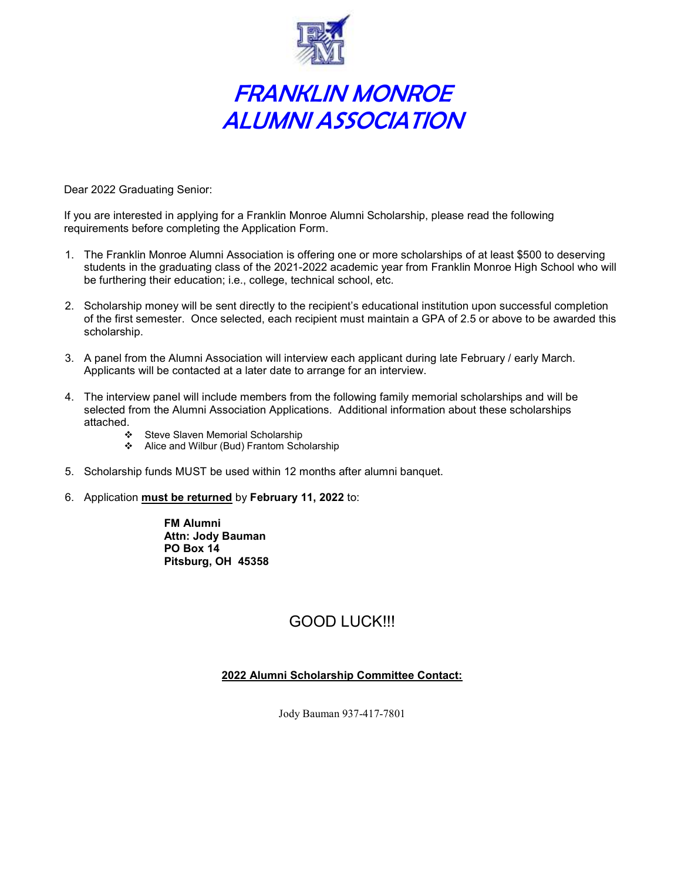# FRANKLIN MONROE ALUMNI ASSOCIATION

Dear 2022 Graduating Senior:

If you are interested in applying for a Franklin Monroe Alumni Scholarship, please read the following requirements before completing the Application Form.

1. The Franklin Monroe Alumni Association is offering one or more scholarships of at least $500 to deserving students in the graduating class of the 2021-2022 academic year from Franklin Monroe High School who will be furthering their education; i.e., college, technical school, etc.

2. Scholarship money will be sent directly to the recipient's educational institution upon successful completion of the first semester. Once selected, each recipient must maintain a GPA of 2.5 or above to be awarded this scholarship.

3. A panel from the Alumni Association will interview each applicant during late February / early March. Applicants will be contacted at a later date to arrange for an interview.

4. The interview panel will include members from the following family memorial scholarships and will be selected from the Alumni Association Applications. Additional information about these scholarships attached.
   - Steve Slaven Memorial Scholarship
   - Alice and Wilbur (Bud) Frantom Scholarship

5. Scholarship funds MUST be used within 12 months after alumni banquet.

6. Application **must be returned** by **February 11, 2022** to:

   **FM Alumni**
   **Attn: Jody Bauman**
   **PO Box 14**
   **Pitsburg, OH 45358**

GOOD LUCK!!!

**2022 Alumni Scholarship Committee Contact:**

Jody Bauman 937-417-7801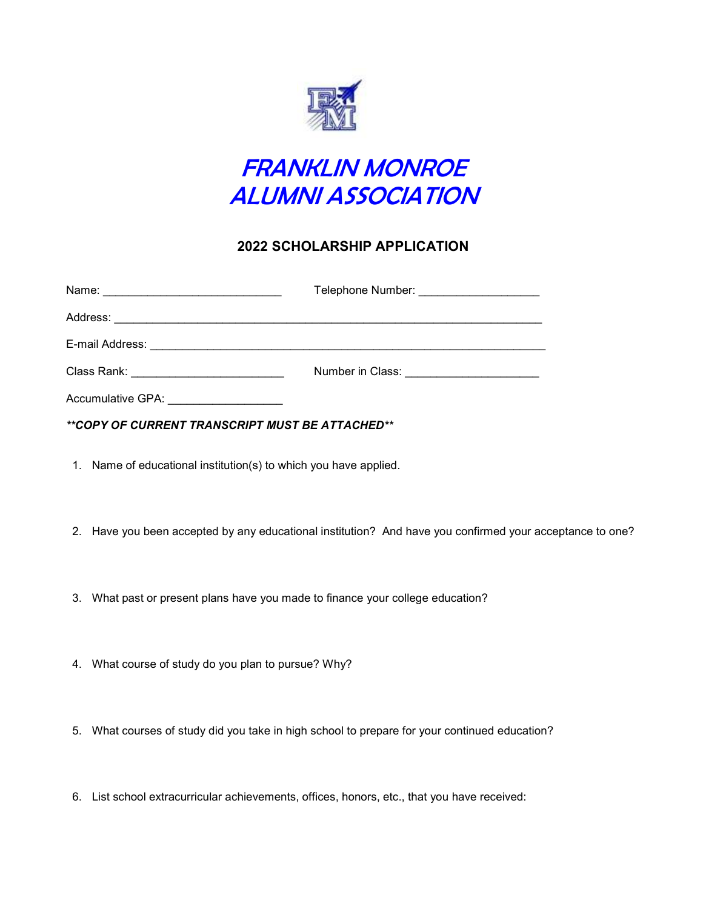# FRANKLIN MONROE ALUMNI ASSOCIATION

## 2022 SCHOLARSHIP APPLICATION

Name: ____________________________ Telephone Number: ___________________

Address: ___________________________________________________________________

E-mail Address: ______________________________________________________________

Class Rank: ________________________ Number in Class: ____________________

Accumulative GPA: _________________

***\*\*COPY OF CURRENT TRANSCRIPT MUST BE ATTACHED\*\****

1. Name of educational institution(s) to which you have applied.

2. Have you been accepted by any educational institution? And have you confirmed your acceptance to one?

3. What past or present plans have you made to finance your college education?

4. What course of study do you plan to pursue? Why?

5. What courses of study did you take in high school to prepare for your continued education?

6. List school extracurricular achievements, offices, honors, etc., that you have received: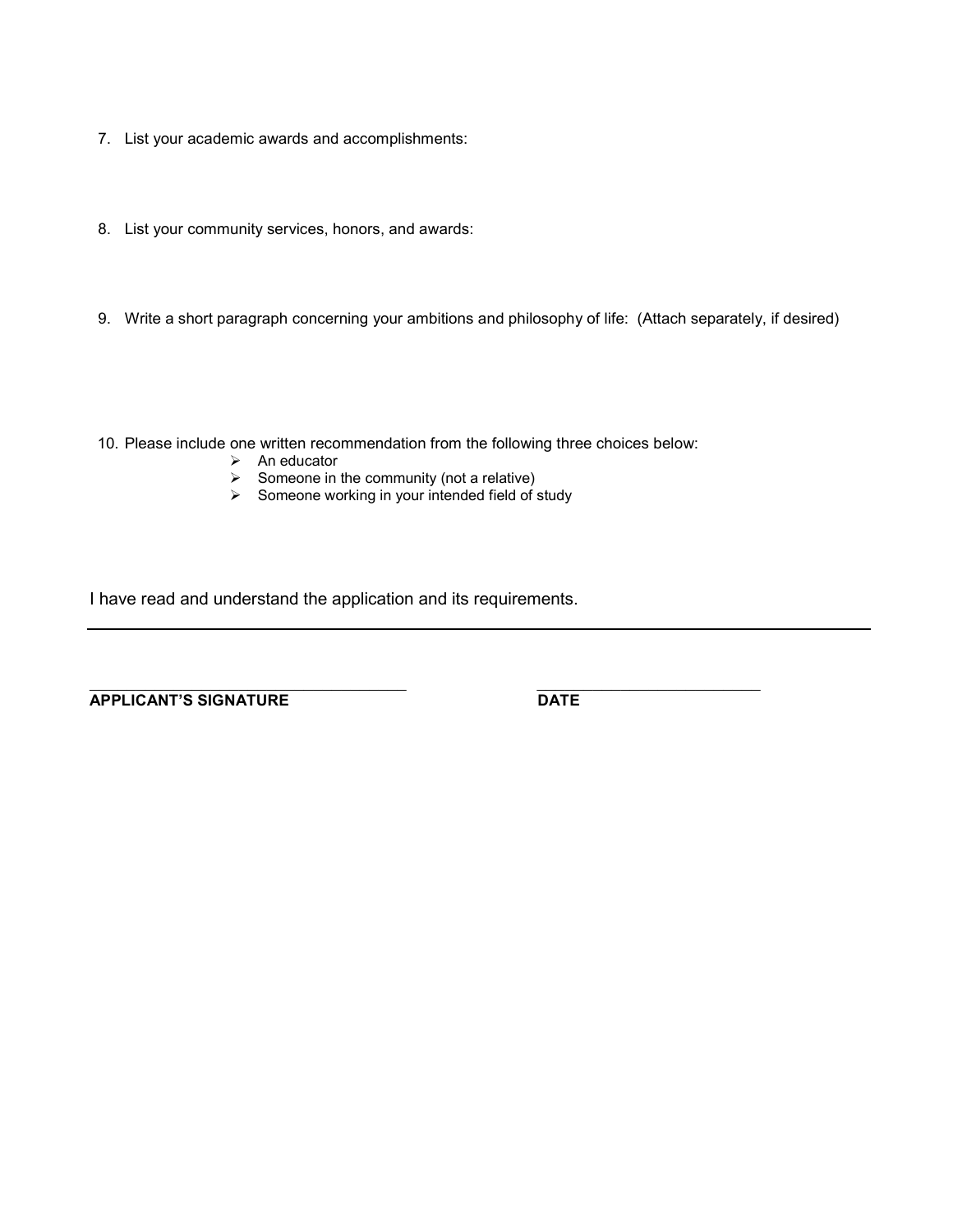7. List your academic awards and accomplishments:

8. List your community services, honors, and awards:

9. Write a short paragraph concerning your ambitions and philosophy of life: (Attach separately, if desired)

10. Please include one written recommendation from the following three choices below:
    - An educator
    - Someone in the community (not a relative)
    - Someone working in your intended field of study

I have read and understand the application and its requirements.

---

______________________________ ______________________________

**APPLICANT'S SIGNATURE** **DATE**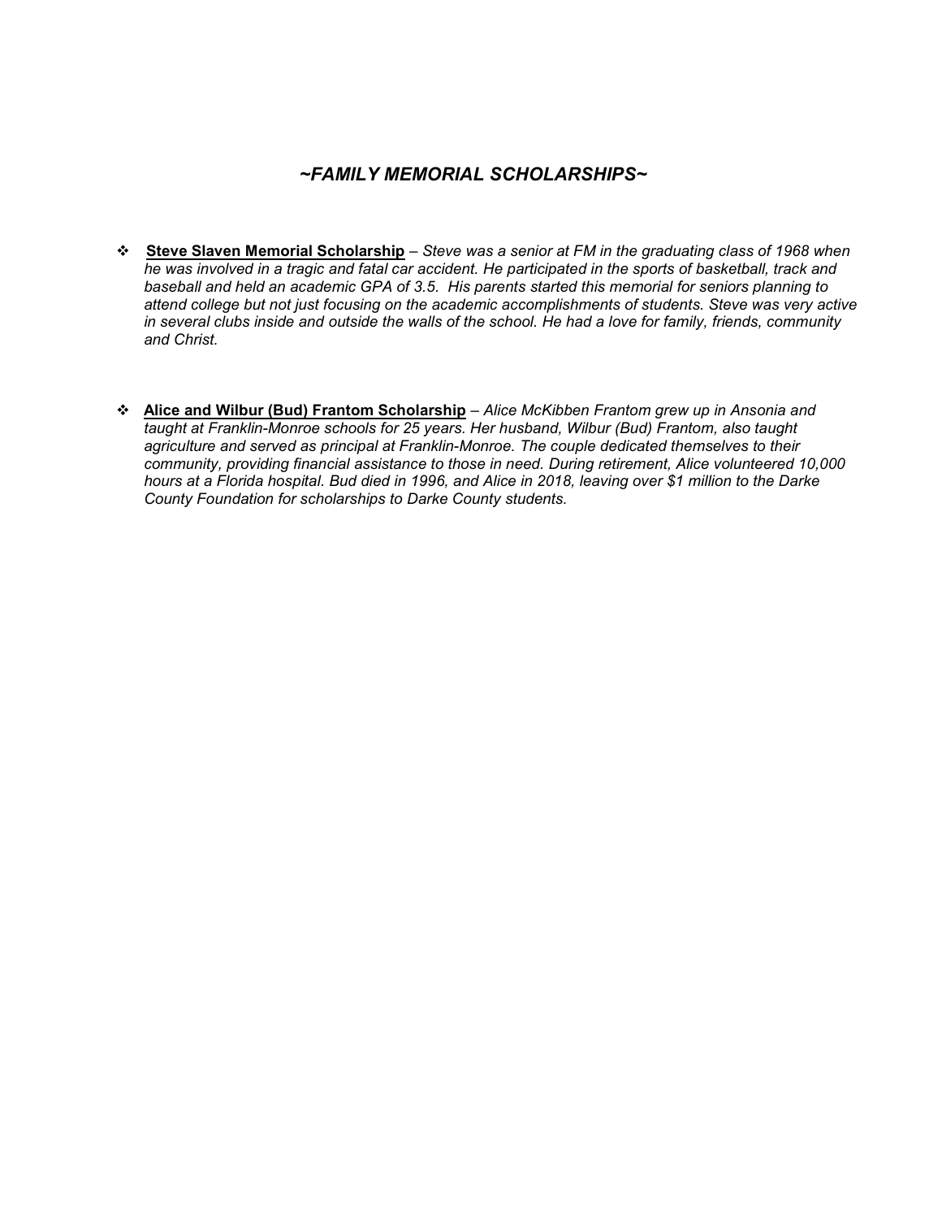## *~FAMILY MEMORIAL SCHOLARSHIPS~*

- **Steve Slaven Memorial Scholarship** – *Steve was a senior at FM in the graduating class of 1968 when he was involved in a tragic and fatal car accident. He participated in the sports of basketball, track and baseball and held an academic GPA of 3.5. His parents started this memorial for seniors planning to attend college but not just focusing on the academic accomplishments of students. Steve was very active in several clubs inside and outside the walls of the school. He had a love for family, friends, community and Christ.*

- **Alice and Wilbur (Bud) Frantom Scholarship** – *Alice McKibben Frantom grew up in Ansonia and taught at Franklin-Monroe schools for 25 years. Her husband, Wilbur (Bud) Frantom, also taught agriculture and served as principal at Franklin-Monroe. The couple dedicated themselves to their community, providing financial assistance to those in need. During retirement, Alice volunteered 10,000 hours at a Florida hospital. Bud died in 1996, and Alice in 2018, leaving over $1 million to the Darke County Foundation for scholarships to Darke County students.*